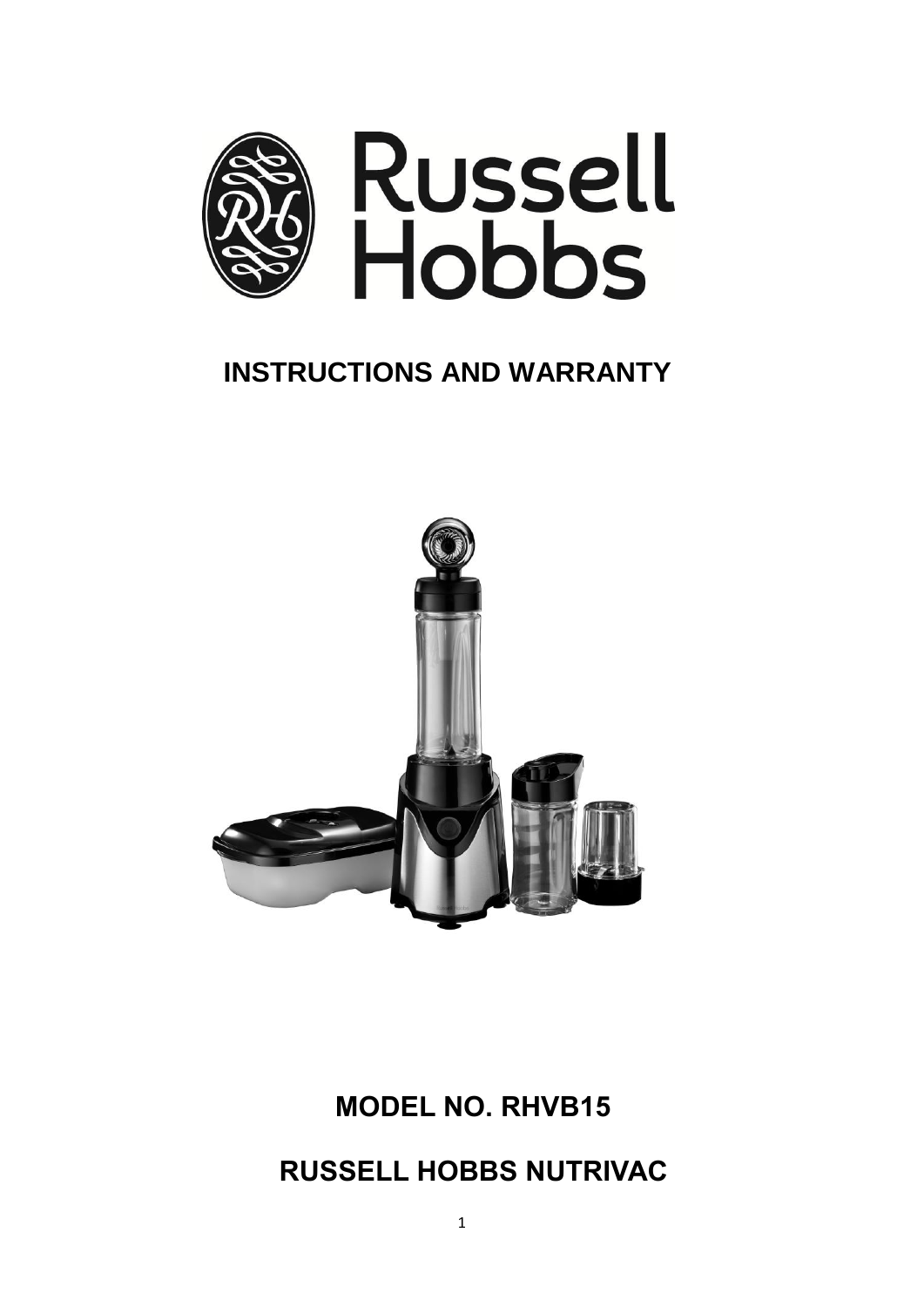# Russell Hobbs

## INSTRUCTIONS AND WARRANTY

## MODEL NO. RHVB15

## RUSSELL HOBBS NUTRIVAC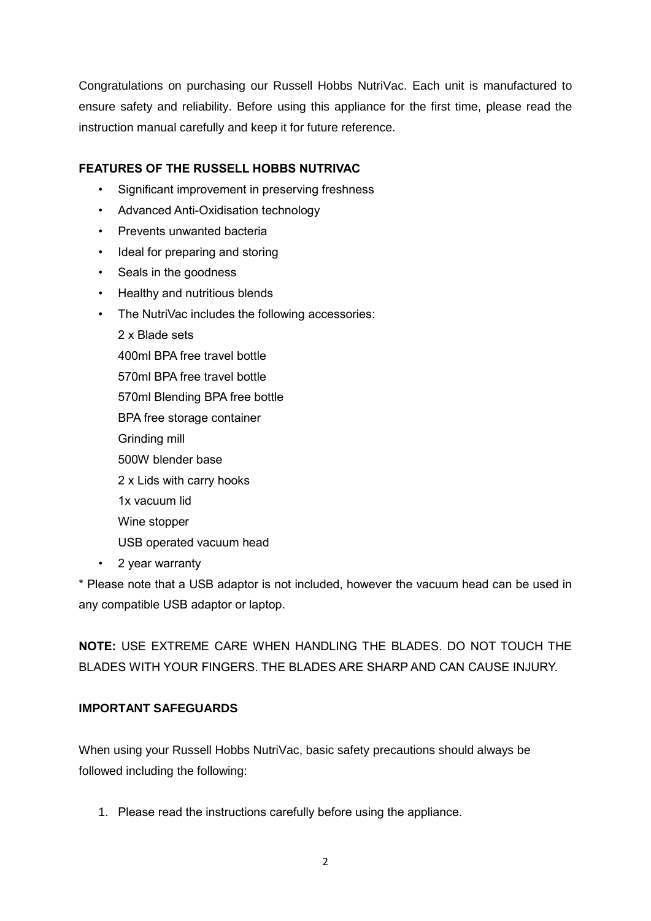Congratulations on purchasing our Russell Hobbs NutriVac. Each unit is manufactured to ensure safety and reliability. Before using this appliance for the first time, please read the instruction manual carefully and keep it for future reference.

**FEATURES OF THE RUSSELL HOBBS NUTRIVAC**

- Significant improvement in preserving freshness
- Advanced Anti-Oxidisation technology
- Prevents unwanted bacteria
- Ideal for preparing and storing
- Seals in the goodness
- Healthy and nutritious blends
- The NutriVac includes the following accessories:
  2 x Blade sets
  400ml BPA free travel bottle
  570ml BPA free travel bottle
  570ml Blending BPA free bottle
  BPA free storage container
  Grinding mill
  500W blender base
  2 x Lids with carry hooks
  1x vacuum lid
  Wine stopper
  USB operated vacuum head
- 2 year warranty

* Please note that a USB adaptor is not included, however the vacuum head can be used in any compatible USB adaptor or laptop.

**NOTE:** USE EXTREME CARE WHEN HANDLING THE BLADES. DO NOT TOUCH THE BLADES WITH YOUR FINGERS. THE BLADES ARE SHARP AND CAN CAUSE INJURY.

**IMPORTANT SAFEGUARDS**

When using your Russell Hobbs NutriVac, basic safety precautions should always be followed including the following:

1. Please read the instructions carefully before using the appliance.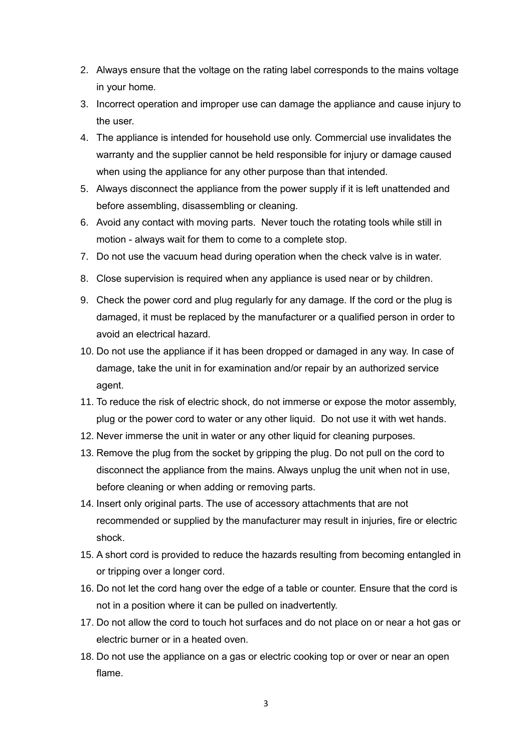2. Always ensure that the voltage on the rating label corresponds to the mains voltage in your home.
3. Incorrect operation and improper use can damage the appliance and cause injury to the user.
4. The appliance is intended for household use only. Commercial use invalidates the warranty and the supplier cannot be held responsible for injury or damage caused when using the appliance for any other purpose than that intended.
5. Always disconnect the appliance from the power supply if it is left unattended and before assembling, disassembling or cleaning.
6. Avoid any contact with moving parts. Never touch the rotating tools while still in motion - always wait for them to come to a complete stop.
7. Do not use the vacuum head during operation when the check valve is in water.
8. Close supervision is required when any appliance is used near or by children.
9. Check the power cord and plug regularly for any damage. If the cord or the plug is damaged, it must be replaced by the manufacturer or a qualified person in order to avoid an electrical hazard.
10. Do not use the appliance if it has been dropped or damaged in any way. In case of damage, take the unit in for examination and/or repair by an authorized service agent.
11. To reduce the risk of electric shock, do not immerse or expose the motor assembly, plug or the power cord to water or any other liquid. Do not use it with wet hands.
12. Never immerse the unit in water or any other liquid for cleaning purposes.
13. Remove the plug from the socket by gripping the plug. Do not pull on the cord to disconnect the appliance from the mains. Always unplug the unit when not in use, before cleaning or when adding or removing parts.
14. Insert only original parts. The use of accessory attachments that are not recommended or supplied by the manufacturer may result in injuries, fire or electric shock.
15. A short cord is provided to reduce the hazards resulting from becoming entangled in or tripping over a longer cord.
16. Do not let the cord hang over the edge of a table or counter. Ensure that the cord is not in a position where it can be pulled on inadvertently.
17. Do not allow the cord to touch hot surfaces and do not place on or near a hot gas or electric burner or in a heated oven.
18. Do not use the appliance on a gas or electric cooking top or over or near an open flame.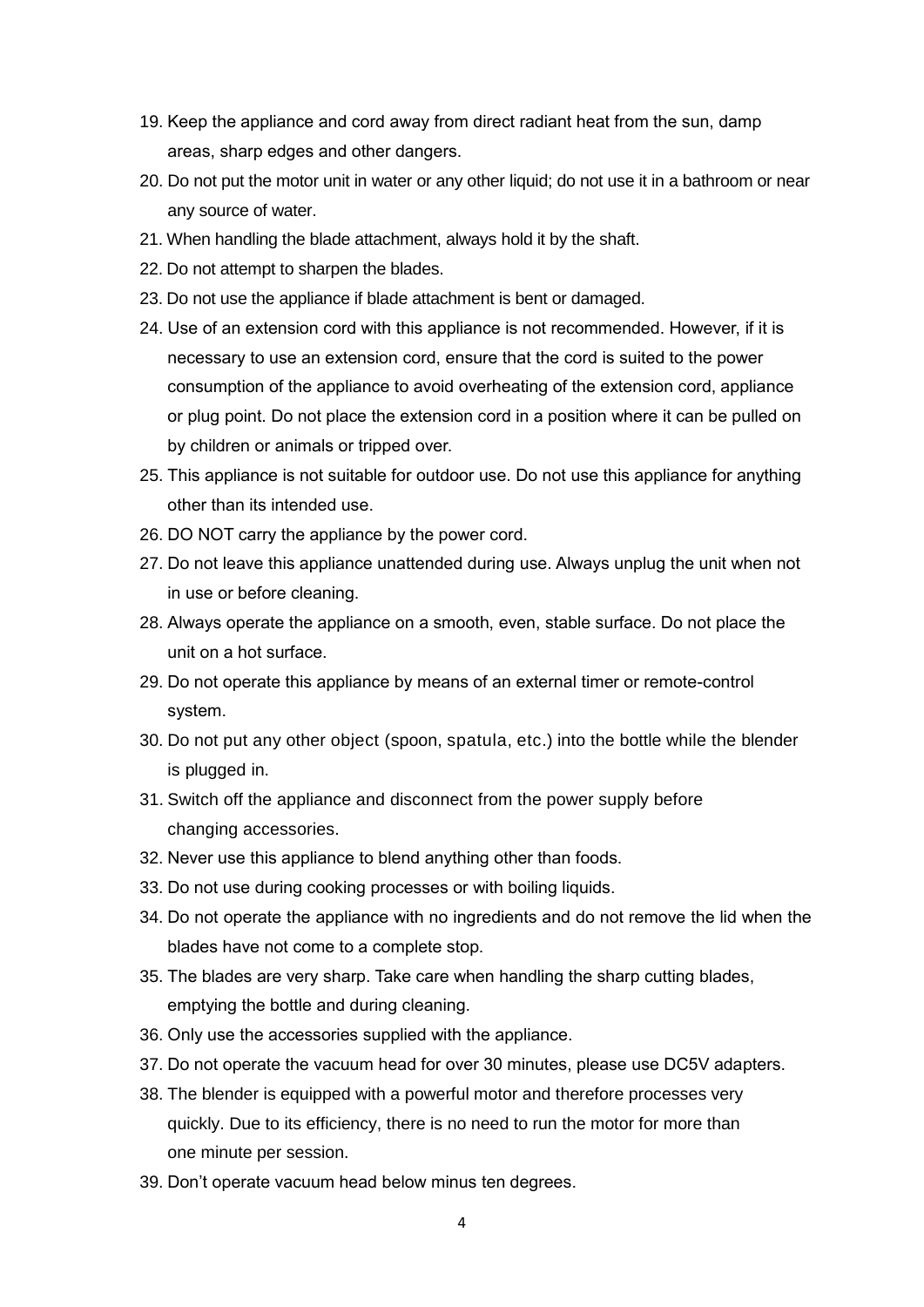19. Keep the appliance and cord away from direct radiant heat from the sun, damp areas, sharp edges and other dangers.
20. Do not put the motor unit in water or any other liquid; do not use it in a bathroom or near any source of water.
21. When handling the blade attachment, always hold it by the shaft.
22. Do not attempt to sharpen the blades.
23. Do not use the appliance if blade attachment is bent or damaged.
24. Use of an extension cord with this appliance is not recommended. However, if it is necessary to use an extension cord, ensure that the cord is suited to the power consumption of the appliance to avoid overheating of the extension cord, appliance or plug point. Do not place the extension cord in a position where it can be pulled on by children or animals or tripped over.
25. This appliance is not suitable for outdoor use. Do not use this appliance for anything other than its intended use.
26. DO NOT carry the appliance by the power cord.
27. Do not leave this appliance unattended during use. Always unplug the unit when not in use or before cleaning.
28. Always operate the appliance on a smooth, even, stable surface. Do not place the unit on a hot surface.
29. Do not operate this appliance by means of an external timer or remote-control system.
30. Do not put any other object (spoon, spatula, etc.) into the bottle while the blender is plugged in.
31. Switch off the appliance and disconnect from the power supply before changing accessories.
32. Never use this appliance to blend anything other than foods.
33. Do not use during cooking processes or with boiling liquids.
34. Do not operate the appliance with no ingredients and do not remove the lid when the blades have not come to a complete stop.
35. The blades are very sharp. Take care when handling the sharp cutting blades, emptying the bottle and during cleaning.
36. Only use the accessories supplied with the appliance.
37. Do not operate the vacuum head for over 30 minutes, please use DC5V adapters.
38. The blender is equipped with a powerful motor and therefore processes very quickly. Due to its efficiency, there is no need to run the motor for more than one minute per session.
39. Don't operate vacuum head below minus ten degrees.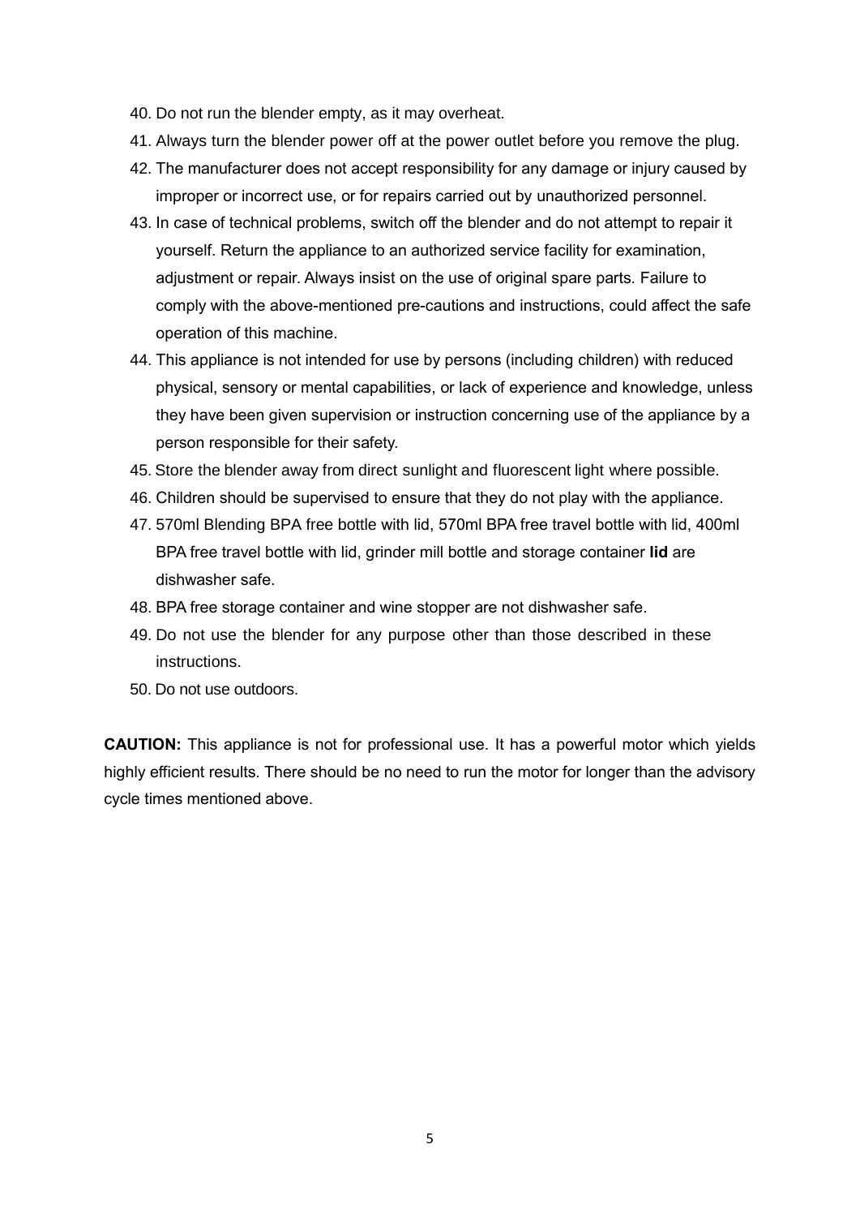40. Do not run the blender empty, as it may overheat.
41. Always turn the blender power off at the power outlet before you remove the plug.
42. The manufacturer does not accept responsibility for any damage or injury caused by improper or incorrect use, or for repairs carried out by unauthorized personnel.
43. In case of technical problems, switch off the blender and do not attempt to repair it yourself. Return the appliance to an authorized service facility for examination, adjustment or repair. Always insist on the use of original spare parts. Failure to comply with the above-mentioned pre-cautions and instructions, could affect the safe operation of this machine.
44. This appliance is not intended for use by persons (including children) with reduced physical, sensory or mental capabilities, or lack of experience and knowledge, unless they have been given supervision or instruction concerning use of the appliance by a person responsible for their safety.
45. Store the blender away from direct sunlight and fluorescent light where possible.
46. Children should be supervised to ensure that they do not play with the appliance.
47. 570ml Blending BPA free bottle with lid, 570ml BPA free travel bottle with lid, 400ml BPA free travel bottle with lid, grinder mill bottle and storage container **lid** are dishwasher safe.
48. BPA free storage container and wine stopper are not dishwasher safe.
49. Do not use the blender for any purpose other than those described in these instructions.
50. Do not use outdoors.

**CAUTION:** This appliance is not for professional use. It has a powerful motor which yields highly efficient results. There should be no need to run the motor for longer than the advisory cycle times mentioned above.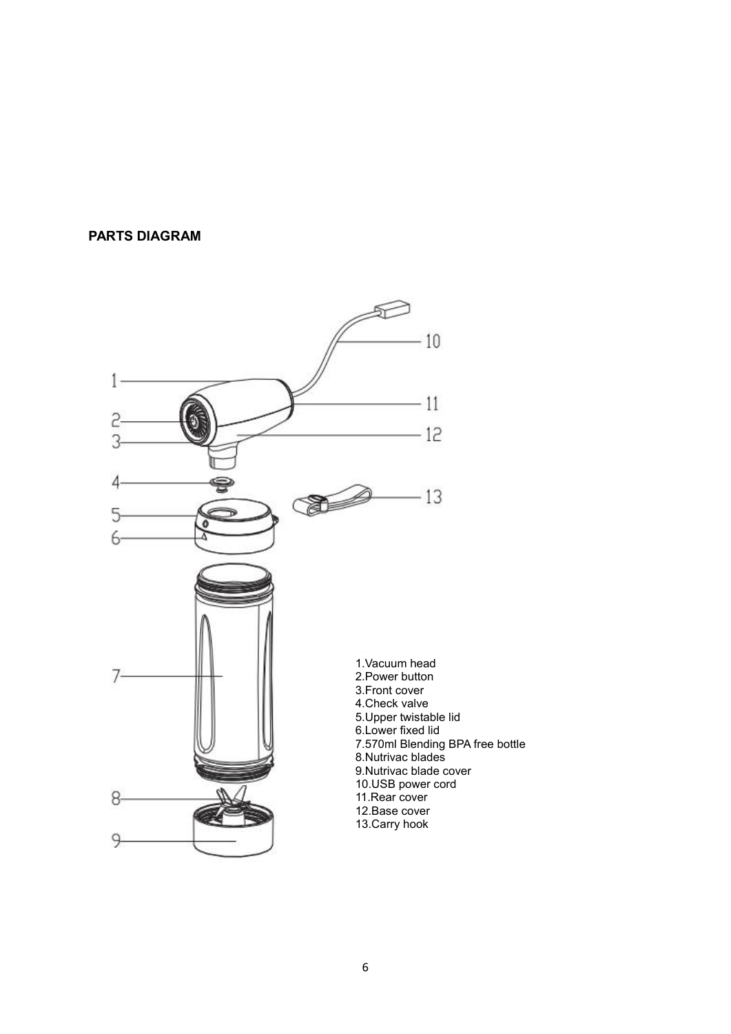## PARTS DIAGRAM

1. Vacuum head
2. Power button
3. Front cover
4. Check valve
5. Upper twistable lid
6. Lower fixed lid
7. 570ml Blending BPA free bottle
8. Nutrivac blades
9. Nutrivac blade cover
10. USB power cord
11. Rear cover
12. Base cover
13. Carry hook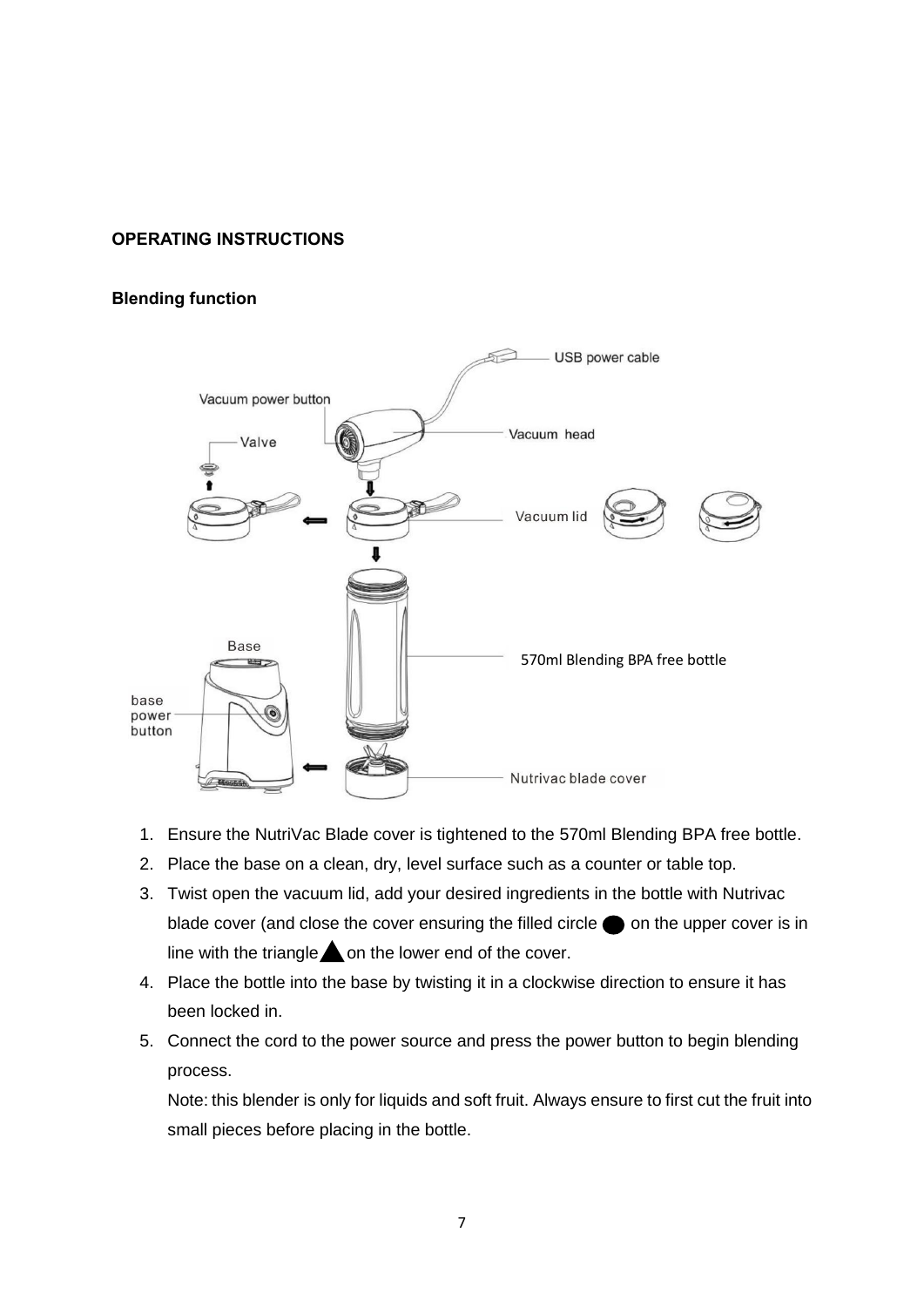## OPERATING INSTRUCTIONS

### Blending function

1. Ensure the NutriVac Blade cover is tightened to the 570ml Blending BPA free bottle.
2. Place the base on a clean, dry, level surface such as a counter or table top.
3. Twist open the vacuum lid, add your desired ingredients in the bottle with Nutrivac blade cover (and close the cover ensuring the filled circle ● on the upper cover is in line with the triangle ▲ on the lower end of the cover.
4. Place the bottle into the base by twisting it in a clockwise direction to ensure it has been locked in.
5. Connect the cord to the power source and press the power button to begin blending process.

   Note: this blender is only for liquids and soft fruit. Always ensure to first cut the fruit into small pieces before placing in the bottle.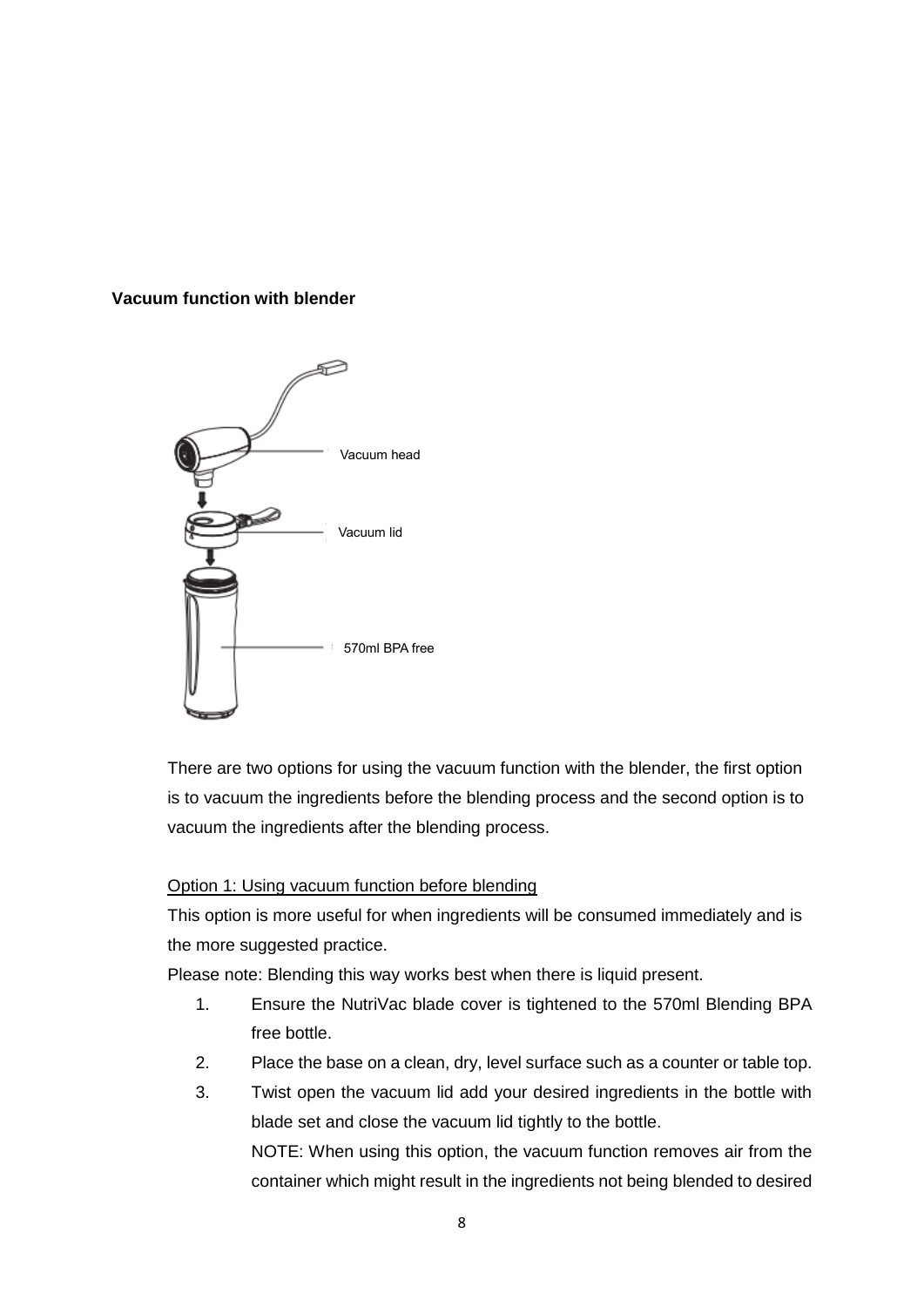**Vacuum function with blender**

Vacuum head

Vacuum lid

570ml BPA free

There are two options for using the vacuum function with the blender, the first option is to vacuum the ingredients before the blending process and the second option is to vacuum the ingredients after the blending process.

Option 1: Using vacuum function before blending

This option is more useful for when ingredients will be consumed immediately and is the more suggested practice.

Please note: Blending this way works best when there is liquid present.

1. Ensure the NutriVac blade cover is tightened to the 570ml Blending BPA free bottle.
2. Place the base on a clean, dry, level surface such as a counter or table top.
3. Twist open the vacuum lid add your desired ingredients in the bottle with blade set and close the vacuum lid tightly to the bottle.

   NOTE: When using this option, the vacuum function removes air from the container which might result in the ingredients not being blended to desired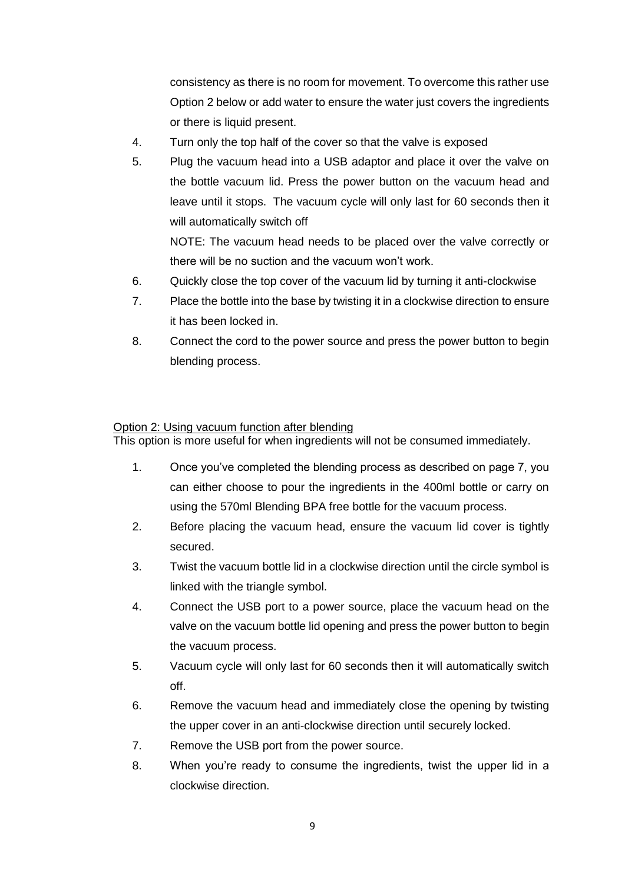consistency as there is no room for movement. To overcome this rather use Option 2 below or add water to ensure the water just covers the ingredients or there is liquid present.

4. Turn only the top half of the cover so that the valve is exposed
5. Plug the vacuum head into a USB adaptor and place it over the valve on the bottle vacuum lid. Press the power button on the vacuum head and leave until it stops. The vacuum cycle will only last for 60 seconds then it will automatically switch off

   NOTE: The vacuum head needs to be placed over the valve correctly or there will be no suction and the vacuum won't work.
6. Quickly close the top cover of the vacuum lid by turning it anti-clockwise
7. Place the bottle into the base by twisting it in a clockwise direction to ensure it has been locked in.
8. Connect the cord to the power source and press the power button to begin blending process.

<u>Option 2: Using vacuum function after blending</u>

This option is more useful for when ingredients will not be consumed immediately.

1. Once you've completed the blending process as described on page 7, you can either choose to pour the ingredients in the 400ml bottle or carry on using the 570ml Blending BPA free bottle for the vacuum process.
2. Before placing the vacuum head, ensure the vacuum lid cover is tightly secured.
3. Twist the vacuum bottle lid in a clockwise direction until the circle symbol is linked with the triangle symbol.
4. Connect the USB port to a power source, place the vacuum head on the valve on the vacuum bottle lid opening and press the power button to begin the vacuum process.
5. Vacuum cycle will only last for 60 seconds then it will automatically switch off.
6. Remove the vacuum head and immediately close the opening by twisting the upper cover in an anti-clockwise direction until securely locked.
7. Remove the USB port from the power source.
8. When you're ready to consume the ingredients, twist the upper lid in a clockwise direction.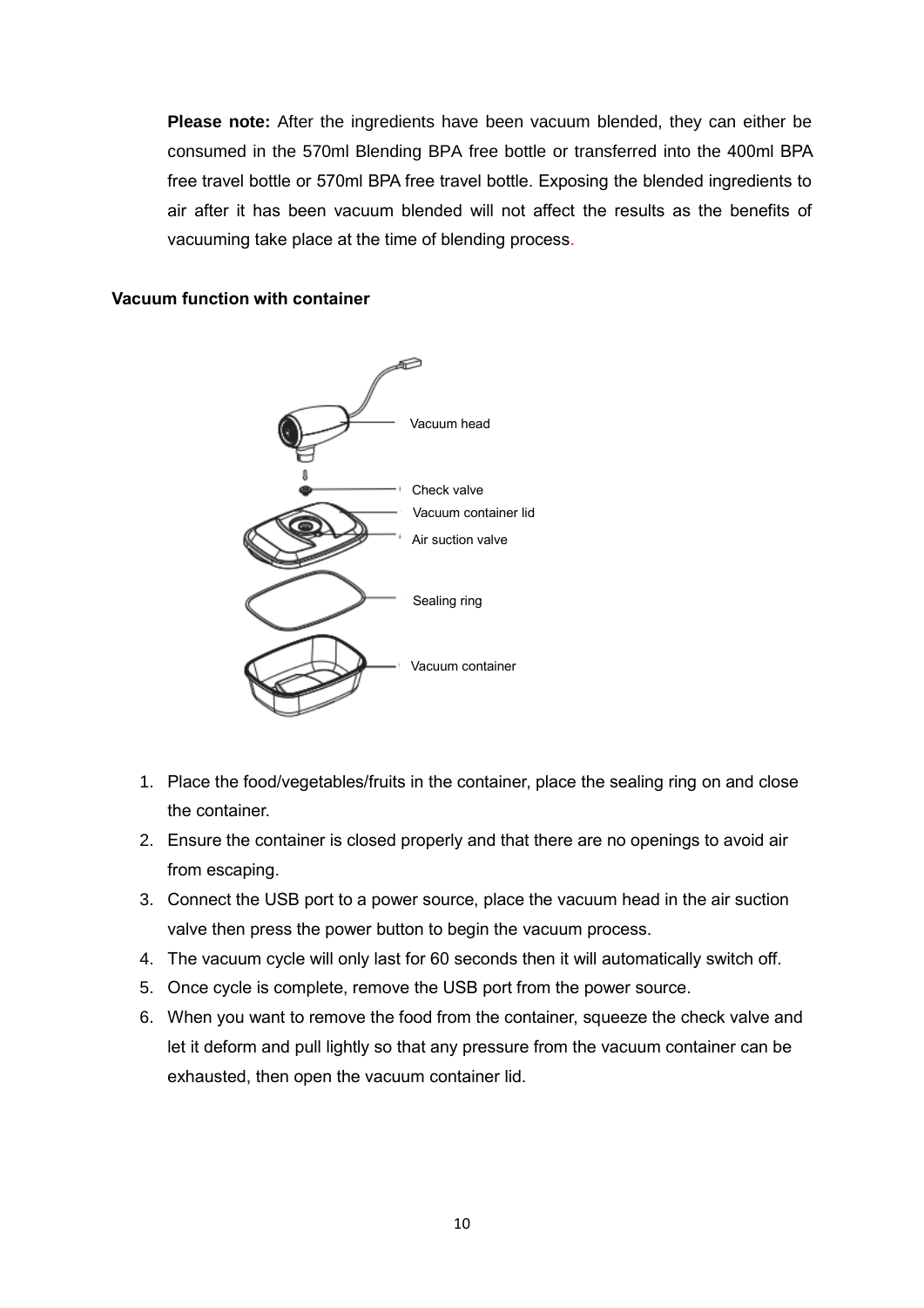**Please note:** After the ingredients have been vacuum blended, they can either be consumed in the 570ml Blending BPA free bottle or transferred into the 400ml BPA free travel bottle or 570ml BPA free travel bottle. Exposing the blended ingredients to air after it has been vacuum blended will not affect the results as the benefits of vacuuming take place at the time of blending process.

**Vacuum function with container**

Vacuum head

Check valve

Vacuum container lid

Air suction valve

Sealing ring

Vacuum container

1. Place the food/vegetables/fruits in the container, place the sealing ring on and close the container.
2. Ensure the container is closed properly and that there are no openings to avoid air from escaping.
3. Connect the USB port to a power source, place the vacuum head in the air suction valve then press the power button to begin the vacuum process.
4. The vacuum cycle will only last for 60 seconds then it will automatically switch off.
5. Once cycle is complete, remove the USB port from the power source.
6. When you want to remove the food from the container, squeeze the check valve and let it deform and pull lightly so that any pressure from the vacuum container can be exhausted, then open the vacuum container lid.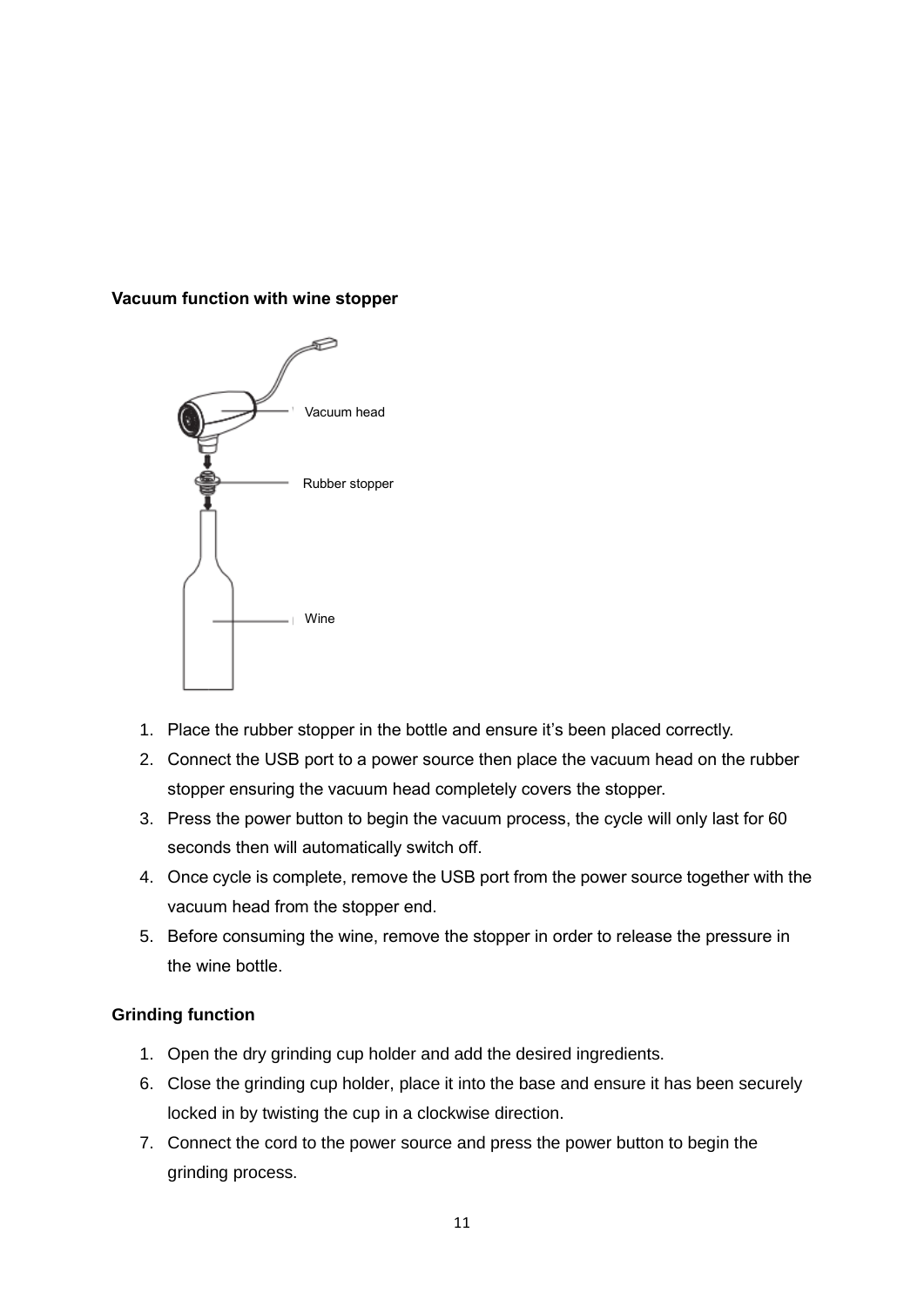**Vacuum function with wine stopper**

Vacuum head

Rubber stopper

Wine

1. Place the rubber stopper in the bottle and ensure it's been placed correctly.
2. Connect the USB port to a power source then place the vacuum head on the rubber stopper ensuring the vacuum head completely covers the stopper.
3. Press the power button to begin the vacuum process, the cycle will only last for 60 seconds then will automatically switch off.
4. Once cycle is complete, remove the USB port from the power source together with the vacuum head from the stopper end.
5. Before consuming the wine, remove the stopper in order to release the pressure in the wine bottle.

**Grinding function**

1. Open the dry grinding cup holder and add the desired ingredients.
6. Close the grinding cup holder, place it into the base and ensure it has been securely locked in by twisting the cup in a clockwise direction.
7. Connect the cord to the power source and press the power button to begin the grinding process.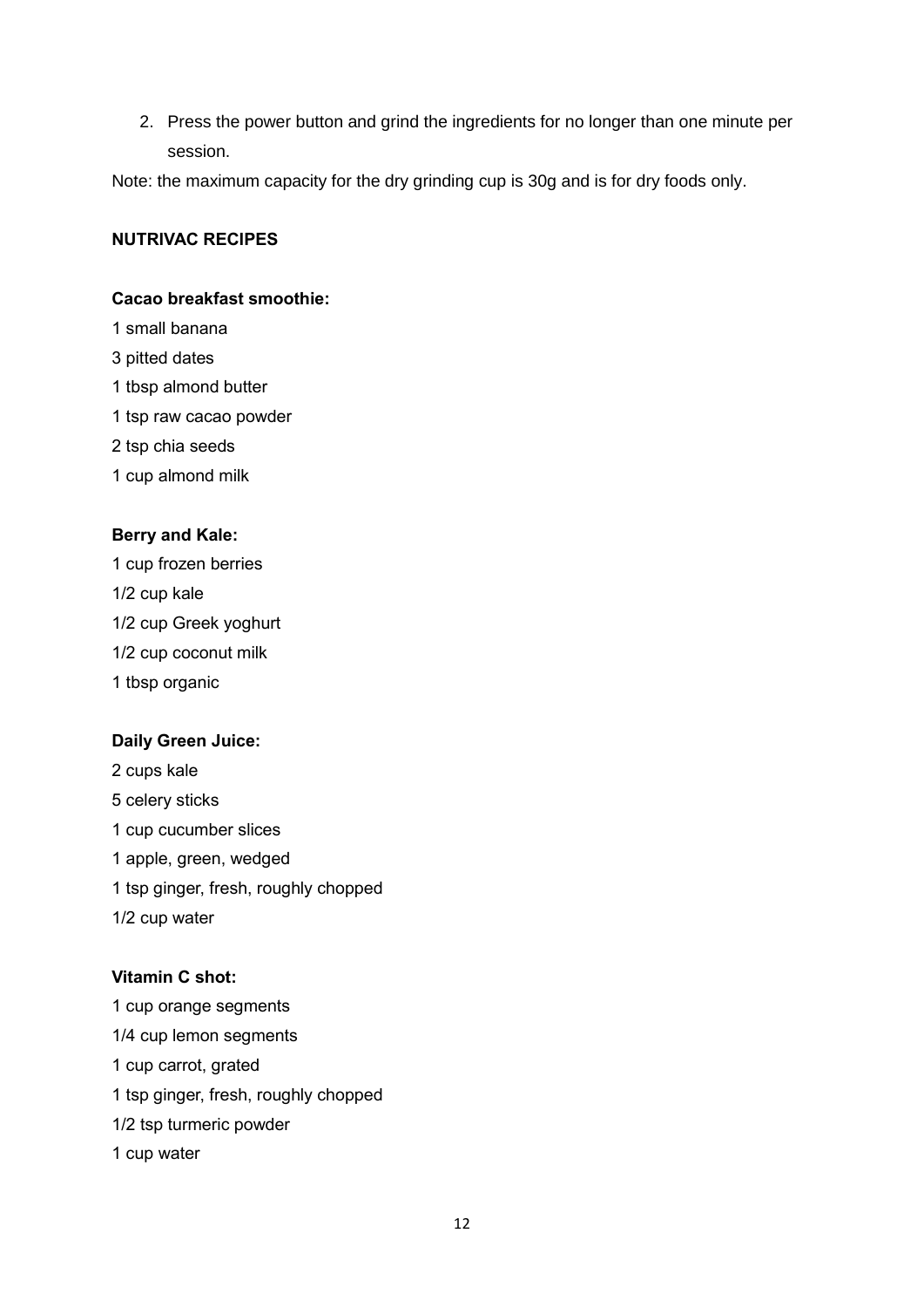2. Press the power button and grind the ingredients for no longer than one minute per session.

Note: the maximum capacity for the dry grinding cup is 30g and is for dry foods only.

**NUTRIVAC RECIPES**

**Cacao breakfast smoothie:**

1 small banana  
3 pitted dates  
1 tbsp almond butter  
1 tsp raw cacao powder  
2 tsp chia seeds  
1 cup almond milk

**Berry and Kale:**

1 cup frozen berries  
1/2 cup kale  
1/2 cup Greek yoghurt  
1/2 cup coconut milk  
1 tbsp organic

**Daily Green Juice:**

2 cups kale  
5 celery sticks  
1 cup cucumber slices  
1 apple, green, wedged  
1 tsp ginger, fresh, roughly chopped  
1/2 cup water

**Vitamin C shot:**

1 cup orange segments  
1/4 cup lemon segments  
1 cup carrot, grated  
1 tsp ginger, fresh, roughly chopped  
1/2 tsp turmeric powder  
1 cup water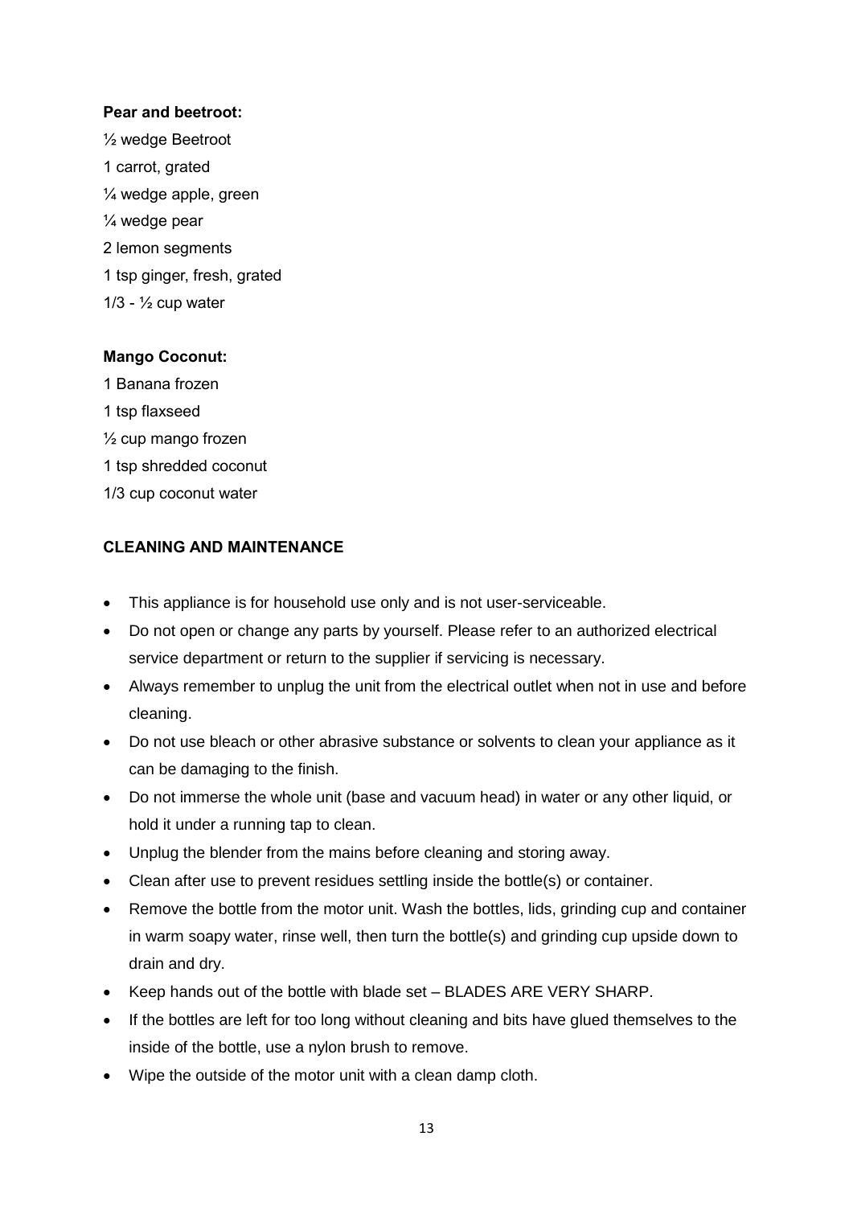**Pear and beetroot:**

½ wedge Beetroot

1 carrot, grated

¼ wedge apple, green

¼ wedge pear

2 lemon segments

1 tsp ginger, fresh, grated

1/3 - ½ cup water

**Mango Coconut:**

1 Banana frozen

1 tsp flaxseed

½ cup mango frozen

1 tsp shredded coconut

1/3 cup coconut water

## CLEANING AND MAINTENANCE

- This appliance is for household use only and is not user-serviceable.
- Do not open or change any parts by yourself. Please refer to an authorized electrical service department or return to the supplier if servicing is necessary.
- Always remember to unplug the unit from the electrical outlet when not in use and before cleaning.
- Do not use bleach or other abrasive substance or solvents to clean your appliance as it can be damaging to the finish.
- Do not immerse the whole unit (base and vacuum head) in water or any other liquid, or hold it under a running tap to clean.
- Unplug the blender from the mains before cleaning and storing away.
- Clean after use to prevent residues settling inside the bottle(s) or container.
- Remove the bottle from the motor unit. Wash the bottles, lids, grinding cup and container in warm soapy water, rinse well, then turn the bottle(s) and grinding cup upside down to drain and dry.
- Keep hands out of the bottle with blade set – BLADES ARE VERY SHARP.
- If the bottles are left for too long without cleaning and bits have glued themselves to the inside of the bottle, use a nylon brush to remove.
- Wipe the outside of the motor unit with a clean damp cloth.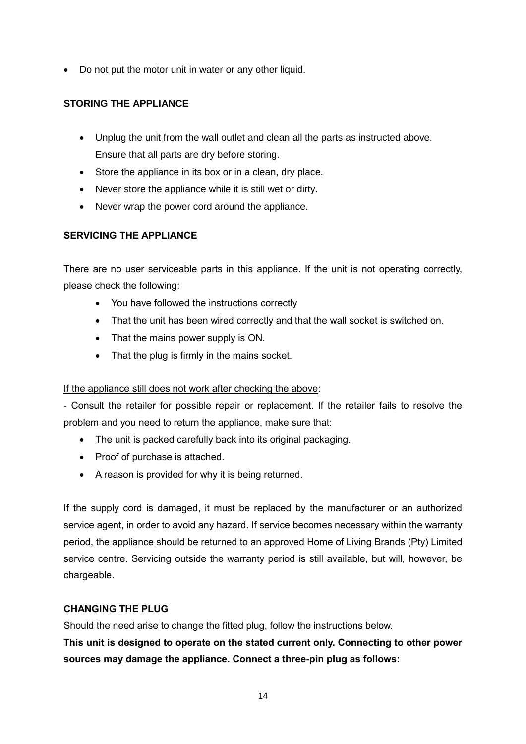- Do not put the motor unit in water or any other liquid.

## STORING THE APPLIANCE

- Unplug the unit from the wall outlet and clean all the parts as instructed above. Ensure that all parts are dry before storing.
- Store the appliance in its box or in a clean, dry place.
- Never store the appliance while it is still wet or dirty.
- Never wrap the power cord around the appliance.

## SERVICING THE APPLIANCE

There are no user serviceable parts in this appliance. If the unit is not operating correctly, please check the following:

- You have followed the instructions correctly
- That the unit has been wired correctly and that the wall socket is switched on.
- That the mains power supply is ON.
- That the plug is firmly in the mains socket.

If the appliance still does not work after checking the above:

- Consult the retailer for possible repair or replacement. If the retailer fails to resolve the problem and you need to return the appliance, make sure that:

- The unit is packed carefully back into its original packaging.
- Proof of purchase is attached.
- A reason is provided for why it is being returned.

If the supply cord is damaged, it must be replaced by the manufacturer or an authorized service agent, in order to avoid any hazard. If service becomes necessary within the warranty period, the appliance should be returned to an approved Home of Living Brands (Pty) Limited service centre. Servicing outside the warranty period is still available, but will, however, be chargeable.

## CHANGING THE PLUG

Should the need arise to change the fitted plug, follow the instructions below.

**This unit is designed to operate on the stated current only. Connecting to other power sources may damage the appliance. Connect a three-pin plug as follows:**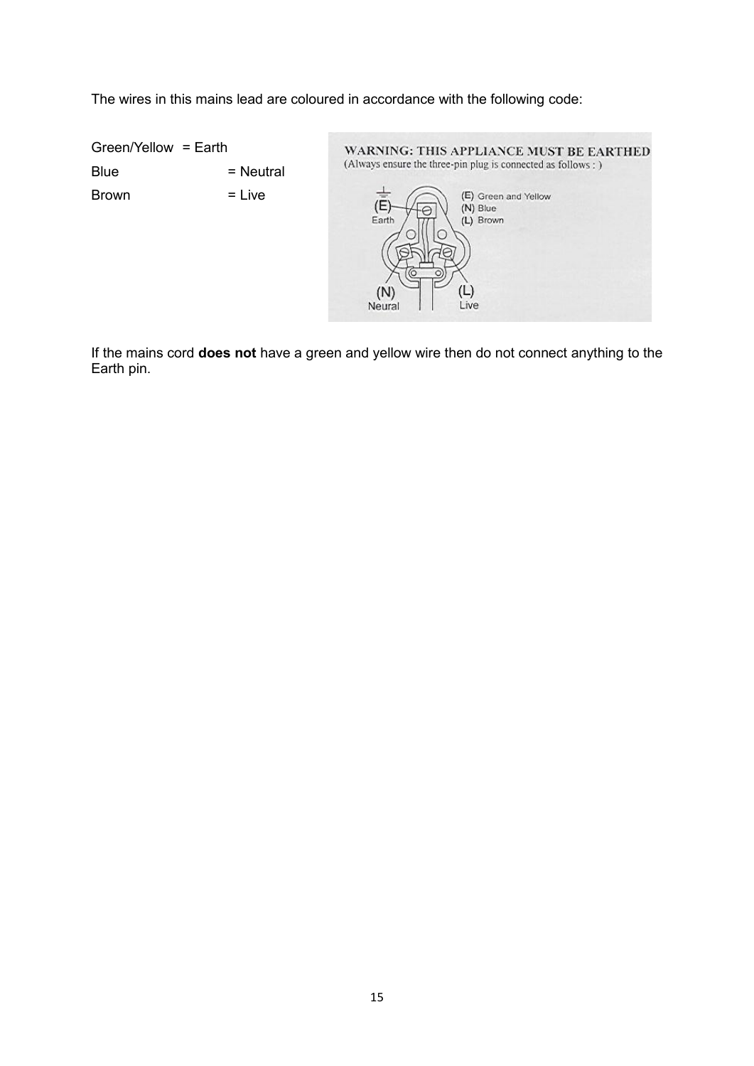The wires in this mains lead are coloured in accordance with the following code:

Green/Yellow = Earth

Blue = Neutral

Brown = Live

**WARNING: THIS APPLIANCE MUST BE EARTHED**
(Always ensure the three-pin plug is connected as follows : )

(E) Earth
(E) Green and Yellow
(N) Blue
(L) Brown
(N) Neural
(L) Live

If the mains cord **does not** have a green and yellow wire then do not connect anything to the Earth pin.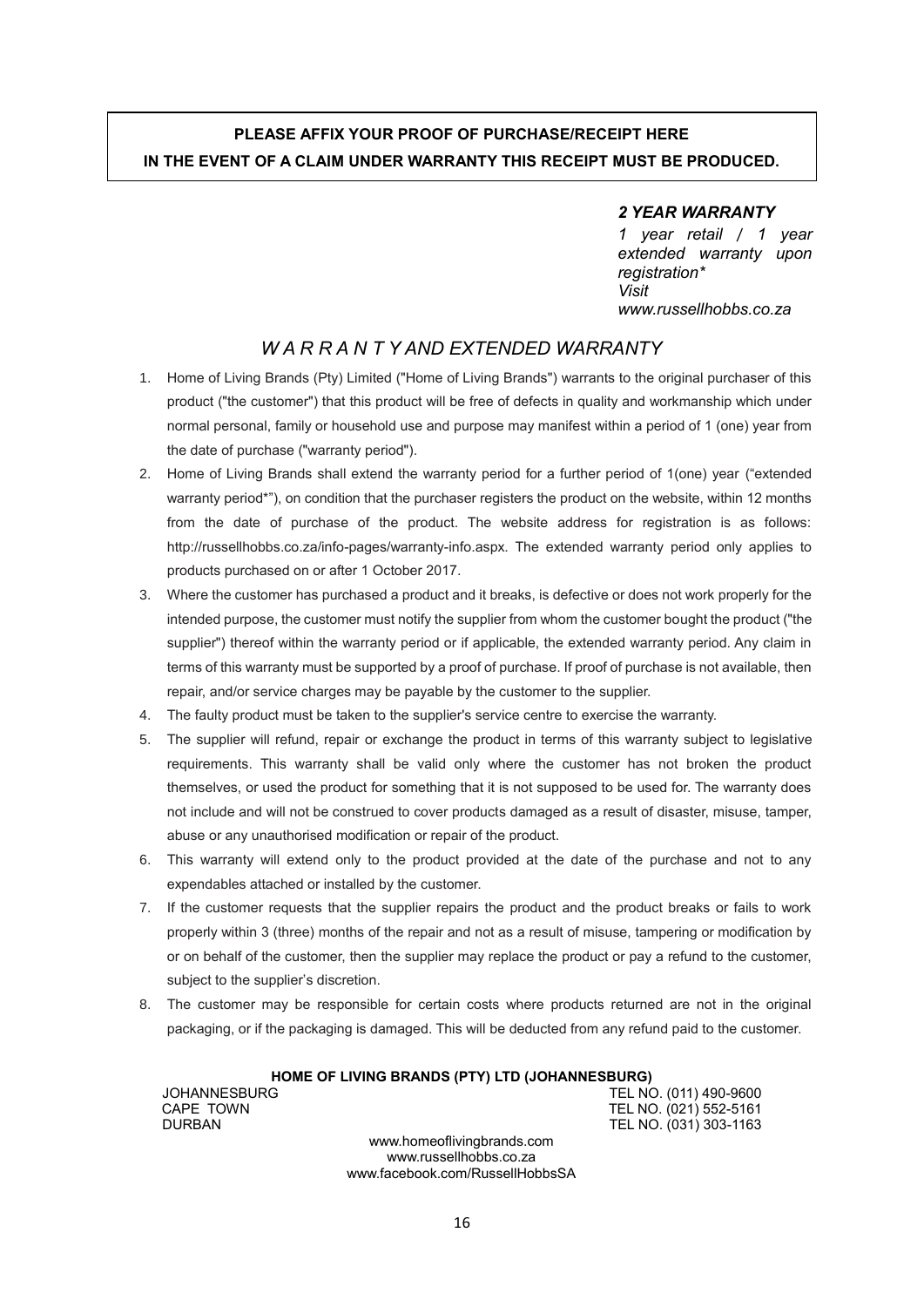**PLEASE AFFIX YOUR PROOF OF PURCHASE/RECEIPT HERE**
**IN THE EVENT OF A CLAIM UNDER WARRANTY THIS RECEIPT MUST BE PRODUCED.**

***2 YEAR WARRANTY***
*1 year retail / 1 year extended warranty upon registration**
*Visit*
*www.russellhobbs.co.za*

## *W A R R A N T Y AND EXTENDED WARRANTY*

1. Home of Living Brands (Pty) Limited ("Home of Living Brands") warrants to the original purchaser of this product ("the customer") that this product will be free of defects in quality and workmanship which under normal personal, family or household use and purpose may manifest within a period of 1 (one) year from the date of purchase ("warranty period").
2. Home of Living Brands shall extend the warranty period for a further period of 1(one) year ("extended warranty period*"), on condition that the purchaser registers the product on the website, within 12 months from the date of purchase of the product. The website address for registration is as follows: http://russellhobbs.co.za/info-pages/warranty-info.aspx. The extended warranty period only applies to products purchased on or after 1 October 2017.
3. Where the customer has purchased a product and it breaks, is defective or does not work properly for the intended purpose, the customer must notify the supplier from whom the customer bought the product ("the supplier") thereof within the warranty period or if applicable, the extended warranty period. Any claim in terms of this warranty must be supported by a proof of purchase. If proof of purchase is not available, then repair, and/or service charges may be payable by the customer to the supplier.
4. The faulty product must be taken to the supplier's service centre to exercise the warranty.
5. The supplier will refund, repair or exchange the product in terms of this warranty subject to legislative requirements. This warranty shall be valid only where the customer has not broken the product themselves, or used the product for something that it is not supposed to be used for. The warranty does not include and will not be construed to cover products damaged as a result of disaster, misuse, tamper, abuse or any unauthorised modification or repair of the product.
6. This warranty will extend only to the product provided at the date of the purchase and not to any expendables attached or installed by the customer.
7. If the customer requests that the supplier repairs the product and the product breaks or fails to work properly within 3 (three) months of the repair and not as a result of misuse, tampering or modification by or on behalf of the customer, then the supplier may replace the product or pay a refund to the customer, subject to the supplier's discretion.
8. The customer may be responsible for certain costs where products returned are not in the original packaging, or if the packaging is damaged. This will be deducted from any refund paid to the customer.

**HOME OF LIVING BRANDS (PTY) LTD (JOHANNESBURG)**

JOHANNESBURG — TEL NO. (011) 490-9600
CAPE TOWN — TEL NO. (021) 552-5161
DURBAN — TEL NO. (031) 303-1163

www.homeoflivingbrands.com
www.russellhobbs.co.za
www.facebook.com/RussellHobbsSA